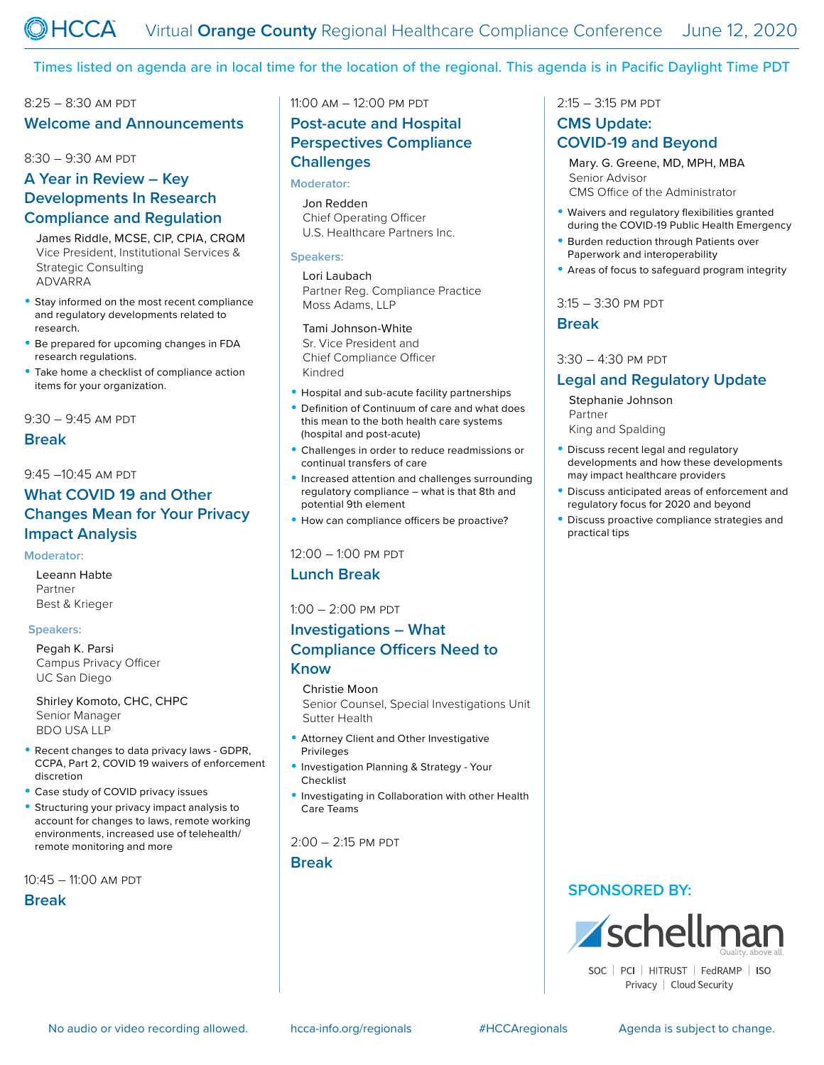# HCCA Virtual Orange County Regional Healthcare Compliance Conference — June 12, 2020

Times listed on agenda are in local time for the location of the regional. This agenda is in Pacific Daylight Time PDT

8:25 – 8:30 AM PDT

## Welcome and Announcements

8:30 – 9:30 AM PDT

## A Year in Review – Key Developments In Research Compliance and Regulation

James Riddle, MCSE, CIP, CPIA, CRQM
Vice President, Institutional Services & Strategic Consulting
ADVARRA

- Stay informed on the most recent compliance and regulatory developments related to research.
- Be prepared for upcoming changes in FDA research regulations.
- Take home a checklist of compliance action items for your organization.

9:30 – 9:45 AM PDT

## Break

9:45 –10:45 AM PDT

## What COVID 19 and Other Changes Mean for Your Privacy Impact Analysis

**Moderator:**

Leeann Habte
Partner
Best & Krieger

**Speakers:**

Pegah K. Parsi
Campus Privacy Officer
UC San Diego

Shirley Komoto, CHC, CHPC
Senior Manager
BDO USA LLP

- Recent changes to data privacy laws - GDPR, CCPA, Part 2, COVID 19 waivers of enforcement discretion
- Case study of COVID privacy issues
- Structuring your privacy impact analysis to account for changes to laws, remote working environments, increased use of telehealth/ remote monitoring and more

10:45 – 11:00 AM PDT

## Break

11:00 AM – 12:00 PM PDT

## Post-acute and Hospital Perspectives Compliance Challenges

**Moderator:**

Jon Redden
Chief Operating Officer
U.S. Healthcare Partners Inc.

**Speakers:**

Lori Laubach
Partner Reg. Compliance Practice
Moss Adams, LLP

Tami Johnson-White
Sr. Vice President and Chief Compliance Officer
Kindred

- Hospital and sub-acute facility partnerships
- Definition of Continuum of care and what does this mean to the both health care systems (hospital and post-acute)
- Challenges in order to reduce readmissions or continual transfers of care
- Increased attention and challenges surrounding regulatory compliance – what is that 8th and potential 9th element
- How can compliance officers be proactive?

12:00 – 1:00 PM PDT

## Lunch Break

1:00 – 2:00 PM PDT

## Investigations – What Compliance Officers Need to Know

Christie Moon
Senior Counsel, Special Investigations Unit
Sutter Health

- Attorney Client and Other Investigative Privileges
- Investigation Planning & Strategy - Your Checklist
- Investigating in Collaboration with other Health Care Teams

2:00 – 2:15 PM PDT

## Break

2:15 – 3:15 PM PDT

## CMS Update: COVID-19 and Beyond

Mary. G. Greene, MD, MPH, MBA
Senior Advisor
CMS Office of the Administrator

- Waivers and regulatory flexibilities granted during the COVID-19 Public Health Emergency
- Burden reduction through Patients over Paperwork and interoperability
- Areas of focus to safeguard program integrity

3:15 – 3:30 PM PDT

## Break

3:30 – 4:30 PM PDT

## Legal and Regulatory Update

Stephanie Johnson
Partner
King and Spalding

- Discuss recent legal and regulatory developments and how these developments may impact healthcare providers
- Discuss anticipated areas of enforcement and regulatory focus for 2020 and beyond
- Discuss proactive compliance strategies and practical tips

**SPONSORED BY:**

schellman — Quality, above all.
SOC | PCI | HITRUST | FedRAMP | ISO
Privacy | Cloud Security

No audio or video recording allowed. hcca-info.org/regionals #HCCAregionals Agenda is subject to change.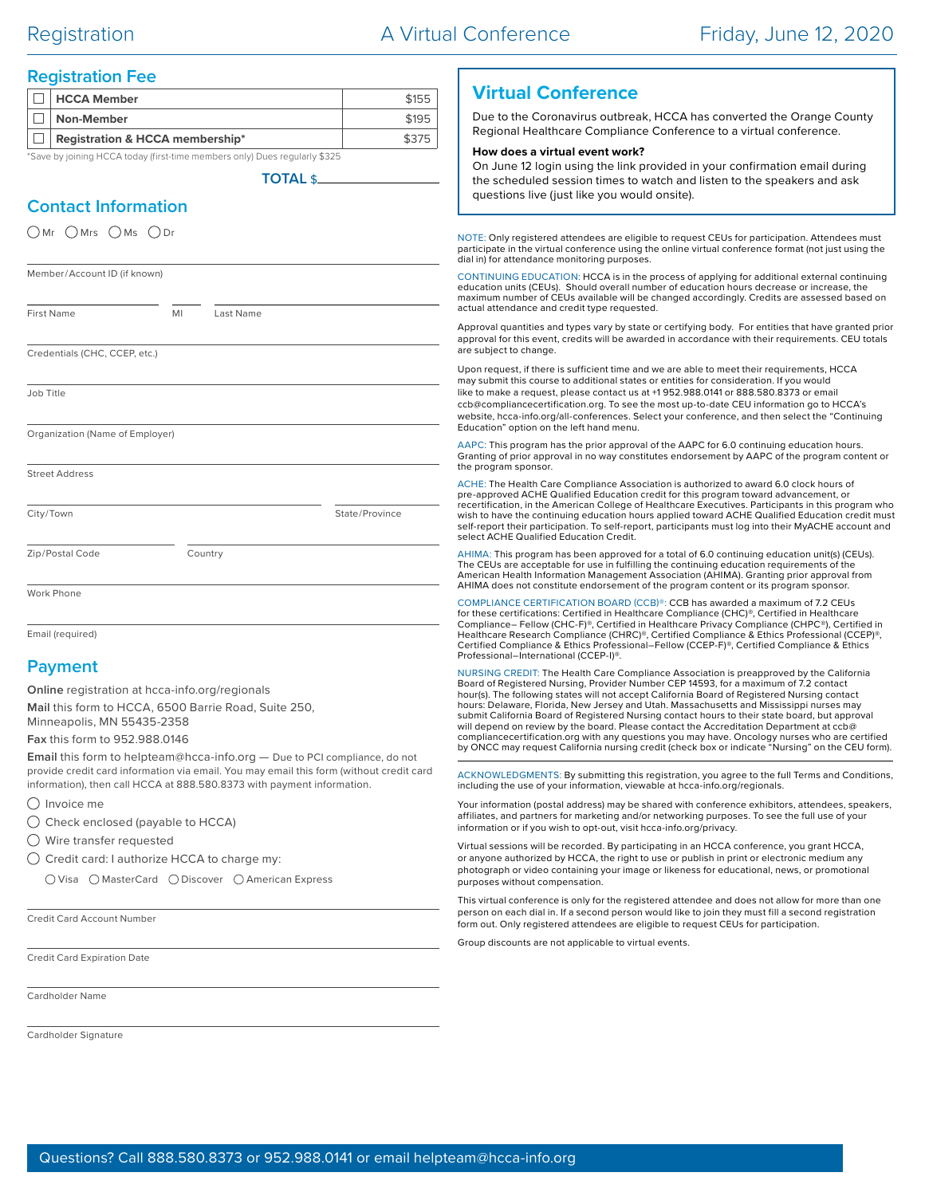# Registration — A Virtual Conference — Friday, June 12, 2020

## Registration Fee

| | | |
|---|---|---|
| ☐ | **HCCA Member** | $155 |
| ☐ | **Non-Member** | $195 |
| ☐ | **Registration & HCCA membership*** | $375 |

*Save by joining HCCA today (first-time members only) Dues regularly $325

**TOTAL $** ______________

## Contact Information

◯ Mr ◯ Mrs ◯ Ms ◯ Dr

Member/Account ID (if known)

First Name MI Last Name

Credentials (CHC, CCEP, etc.)

Job Title

Organization (Name of Employer)

Street Address

City/Town State/Province

Zip/Postal Code Country

Work Phone

Email (required)

## Payment

**Online** registration at hcca-info.org/regionals

**Mail** this form to HCCA, 6500 Barrie Road, Suite 250, Minneapolis, MN 55435-2358

**Fax** this form to 952.988.0146

**Email** this form to helpteam@hcca-info.org — Due to PCI compliance, do not provide credit card information via email. You may email this form (without credit card information), then call HCCA at 888.580.8373 with payment information.

◯ Invoice me

◯ Check enclosed (payable to HCCA)

◯ Wire transfer requested

◯ Credit card: I authorize HCCA to charge my:

◯ Visa ◯ MasterCard ◯ Discover ◯ American Express

Credit Card Account Number

Credit Card Expiration Date

Cardholder Name

Cardholder Signature

## Virtual Conference

Due to the Coronavirus outbreak, HCCA has converted the Orange County Regional Healthcare Compliance Conference to a virtual conference.

**How does a virtual event work?**
On June 12 login using the link provided in your confirmation email during the scheduled session times to watch and listen to the speakers and ask questions live (just like you would onsite).

NOTE: Only registered attendees are eligible to request CEUs for participation. Attendees must participate in the virtual conference using the online virtual conference format (not just using the dial in) for attendance monitoring purposes.

CONTINUING EDUCATION: HCCA is in the process of applying for additional external continuing education units (CEUs). Should overall number of education hours decrease or increase, the maximum number of CEUs available will be changed accordingly. Credits are assessed based on actual attendance and credit type requested.

Approval quantities and types vary by state or certifying body. For entities that have granted prior approval for this event, credits will be awarded in accordance with their requirements. CEU totals are subject to change.

Upon request, if there is sufficient time and we are able to meet their requirements, HCCA may submit this course to additional states or entities for consideration. If you would like to make a request, please contact us at +1 952.988.0141 or 888.580.8373 or email ccb@compliancecertification.org. To see the most up-to-date CEU information go to HCCA's website, hcca-info.org/all-conferences. Select your conference, and then select the "Continuing Education" option on the left hand menu.

AAPC: This program has the prior approval of the AAPC for 6.0 continuing education hours. Granting of prior approval in no way constitutes endorsement by AAPC of the program content or the program sponsor.

ACHE: The Health Care Compliance Association is authorized to award 6.0 clock hours of pre-approved ACHE Qualified Education credit for this program toward advancement, or recertification, in the American College of Healthcare Executives. Participants in this program who wish to have the continuing education hours applied toward ACHE Qualified Education credit must self-report their participation. To self-report, participants must log into their MyACHE account and select ACHE Qualified Education Credit.

AHIMA: This program has been approved for a total of 6.0 continuing education unit(s) (CEUs). The CEUs are acceptable for use in fulfilling the continuing education requirements of the American Health Information Management Association (AHIMA). Granting prior approval from AHIMA does not constitute endorsement of the program content or its program sponsor.

COMPLIANCE CERTIFICATION BOARD (CCB)®: CCB has awarded a maximum of 7.2 CEUs for these certifications: Certified in Healthcare Compliance (CHC)®, Certified in Healthcare Compliance– Fellow (CHC-F)®, Certified in Healthcare Privacy Compliance (CHPC®), Certified in Healthcare Research Compliance (CHRC)®, Certified Compliance & Ethics Professional (CCEP)®, Certified Compliance & Ethics Professional–Fellow (CCEP-F)®, Certified Compliance & Ethics Professional–International (CCEP-I)®.

NURSING CREDIT: The Health Care Compliance Association is preapproved by the California Board of Registered Nursing, Provider Number CEP 14593, for a maximum of 7.2 contact hour(s). The following states will not accept California Board of Registered Nursing contact hours: Delaware, Florida, New Jersey and Utah. Massachusetts and Mississippi nurses may submit California Board of Registered Nursing contact hours to their state board, but approval will depend on review by the board. Please contact the Accreditation Department at ccb@compliancecertification.org with any questions you may have. Oncology nurses who are certified by ONCC may request California nursing credit (check box or indicate "Nursing" on the CEU form).

ACKNOWLEDGMENTS: By submitting this registration, you agree to the full Terms and Conditions, including the use of your information, viewable at hcca-info.org/regionals.

Your information (postal address) may be shared with conference exhibitors, attendees, speakers, affiliates, and partners for marketing and/or networking purposes. To see the full use of your information or if you wish to opt-out, visit hcca-info.org/privacy.

Virtual sessions will be recorded. By participating in an HCCA conference, you grant HCCA, or anyone authorized by HCCA, the right to use or publish in print or electronic medium any photograph or video containing your image or likeness for educational, news, or promotional purposes without compensation.

This virtual conference is only for the registered attendee and does not allow for more than one person on each dial in. If a second person would like to join they must fill a second registration form out. Only registered attendees are eligible to request CEUs for participation.

Group discounts are not applicable to virtual events.

Questions? Call 888.580.8373 or 952.988.0141 or email helpteam@hcca-info.org